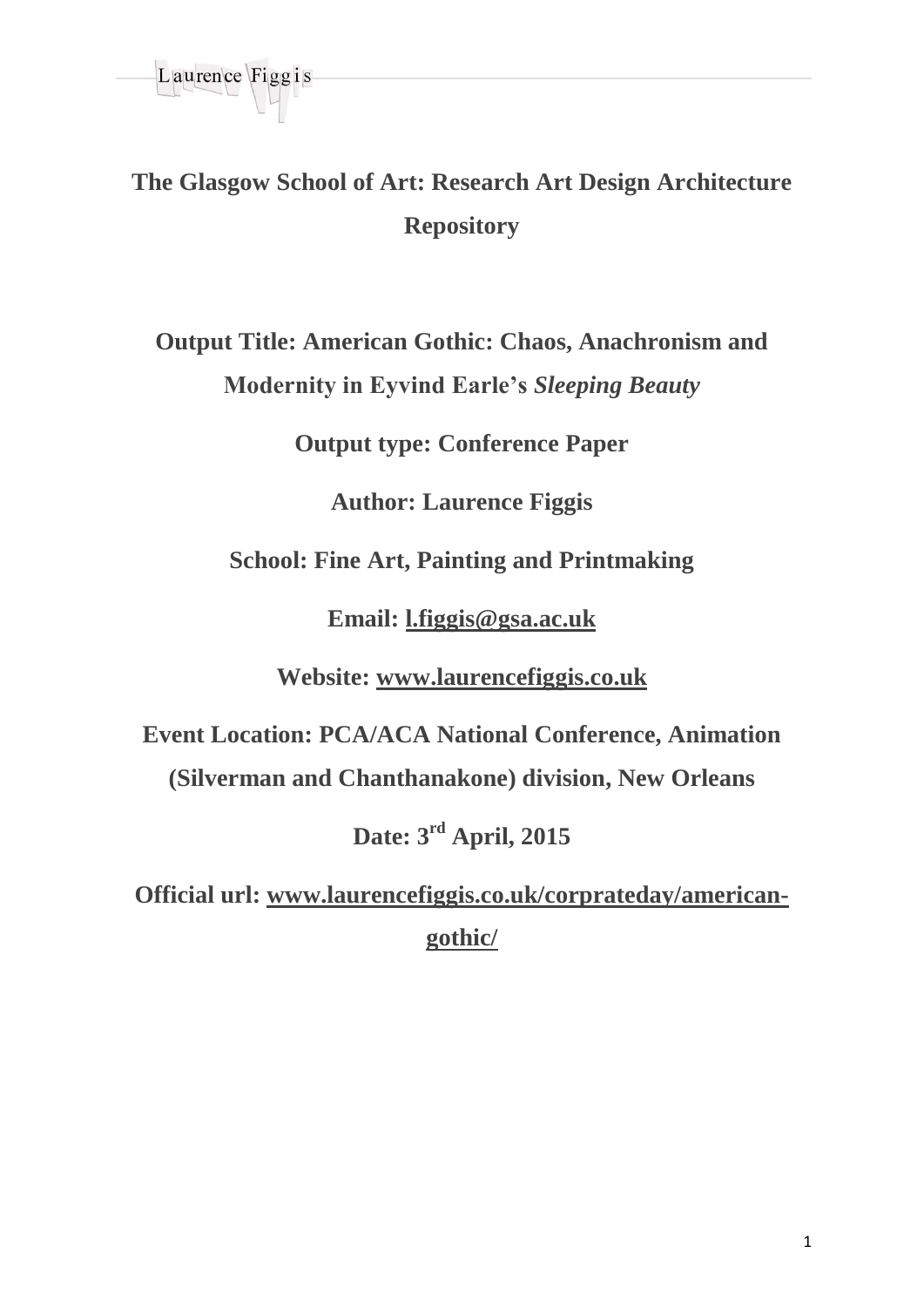**The Glasgow School of Art: Research Art Design Architecture Repository**

**Output Title: American Gothic: Chaos, Anachronism and Modernity in Eyvind Earle's *Sleeping Beauty***

**Output type: Conference Paper**

**Author: Laurence Figgis**

**School: Fine Art, Painting and Printmaking**

**Email: l.figgis@gsa.ac.uk**

**Website: www.laurencefiggis.co.uk**

**Event Location: PCA/ACA National Conference, Animation (Silverman and Chanthanakone) division, New Orleans**

**Date: 3rd April, 2015**

**Official url: www.laurencefiggis.co.uk/corprateday/american-gothic/**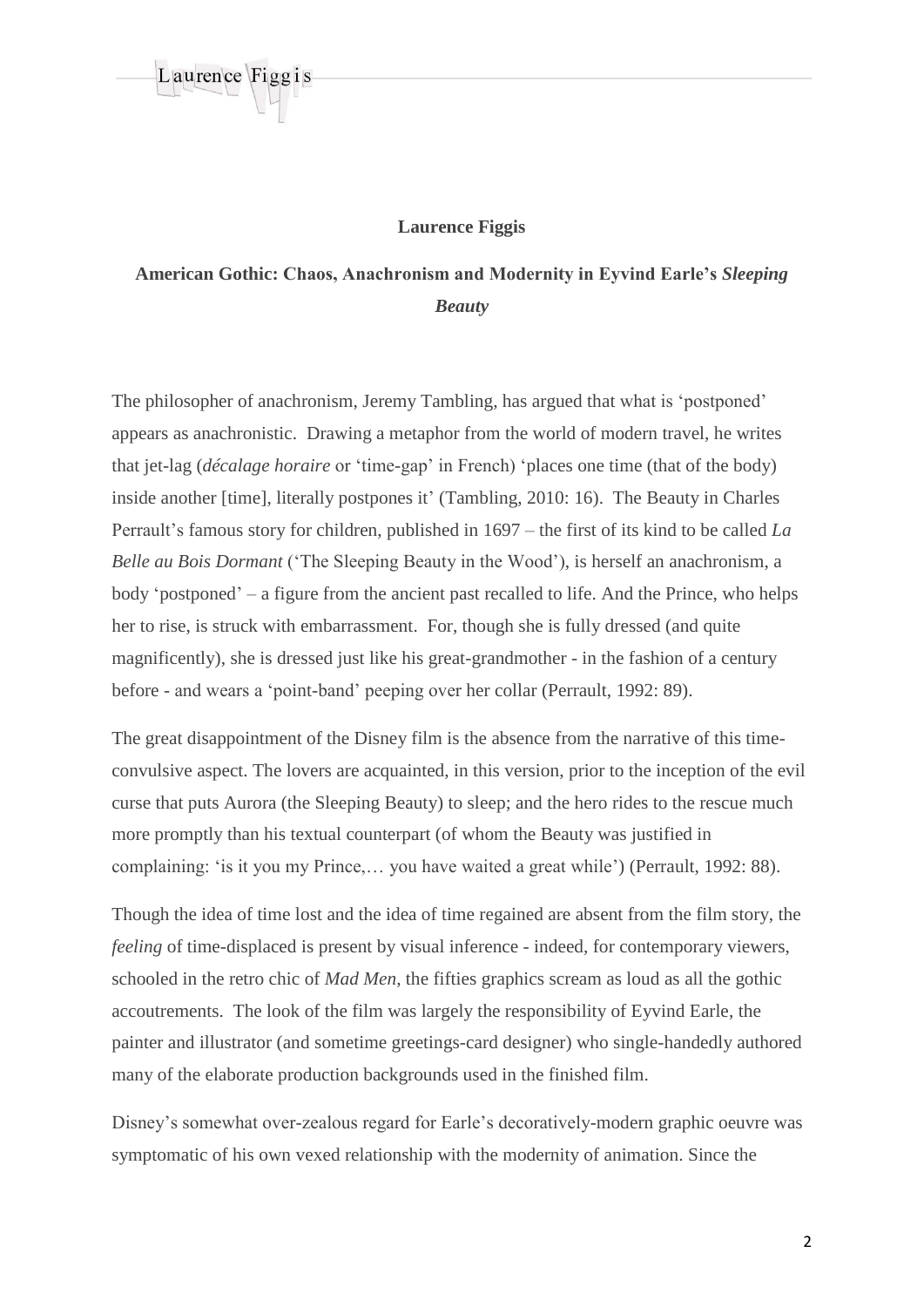**Laurence Figgis**

**American Gothic: Chaos, Anachronism and Modernity in Eyvind Earle's *Sleeping Beauty***

The philosopher of anachronism, Jeremy Tambling, has argued that what is 'postponed' appears as anachronistic. Drawing a metaphor from the world of modern travel, he writes that jet-lag (*décalage horaire* or 'time-gap' in French) 'places one time (that of the body) inside another [time], literally postpones it' (Tambling, 2010: 16). The Beauty in Charles Perrault's famous story for children, published in 1697 – the first of its kind to be called *La Belle au Bois Dormant* ('The Sleeping Beauty in the Wood'), is herself an anachronism, a body 'postponed' – a figure from the ancient past recalled to life. And the Prince, who helps her to rise, is struck with embarrassment. For, though she is fully dressed (and quite magnificently), she is dressed just like his great-grandmother - in the fashion of a century before - and wears a 'point-band' peeping over her collar (Perrault, 1992: 89).

The great disappointment of the Disney film is the absence from the narrative of this time-convulsive aspect. The lovers are acquainted, in this version, prior to the inception of the evil curse that puts Aurora (the Sleeping Beauty) to sleep; and the hero rides to the rescue much more promptly than his textual counterpart (of whom the Beauty was justified in complaining: 'is it you my Prince,… you have waited a great while') (Perrault, 1992: 88).

Though the idea of time lost and the idea of time regained are absent from the film story, the *feeling* of time-displaced is present by visual inference - indeed, for contemporary viewers, schooled in the retro chic of *Mad Men*, the fifties graphics scream as loud as all the gothic accoutrements. The look of the film was largely the responsibility of Eyvind Earle, the painter and illustrator (and sometime greetings-card designer) who single-handedly authored many of the elaborate production backgrounds used in the finished film.

Disney's somewhat over-zealous regard for Earle's decoratively-modern graphic oeuvre was symptomatic of his own vexed relationship with the modernity of animation. Since the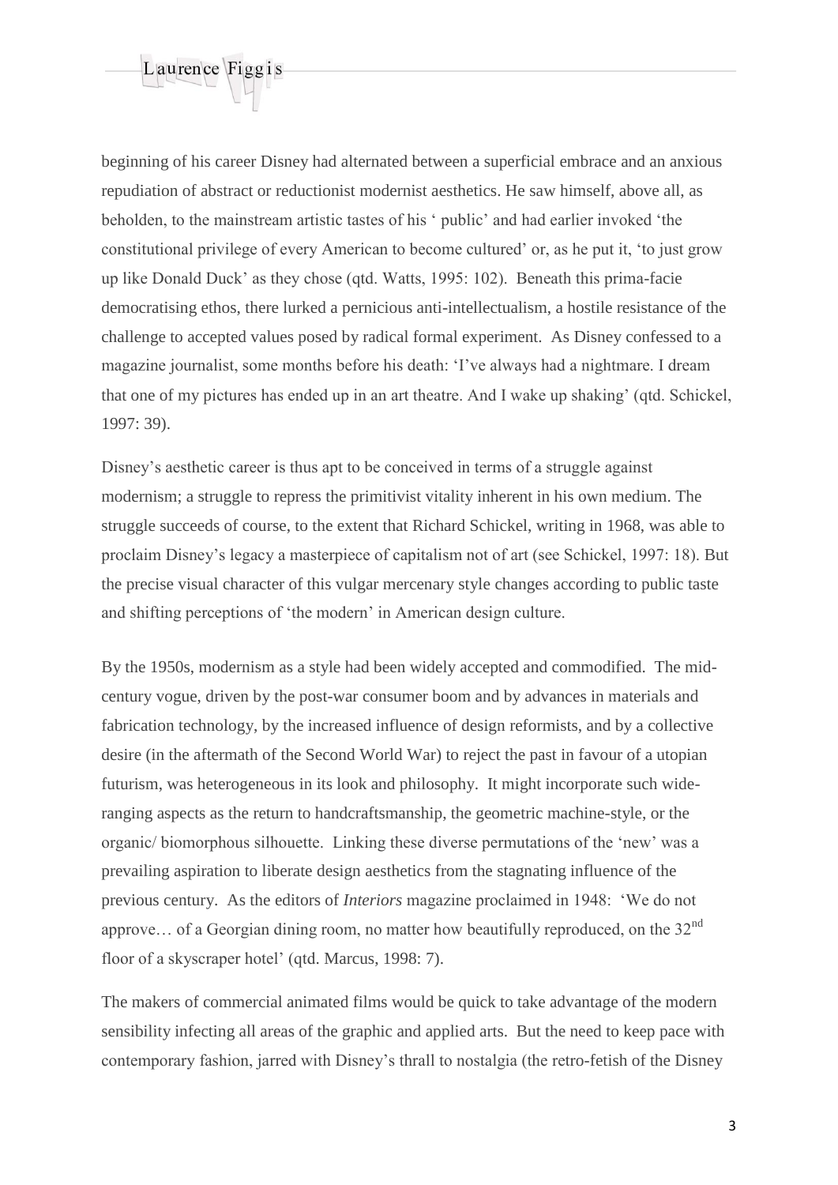beginning of his career Disney had alternated between a superficial embrace and an anxious repudiation of abstract or reductionist modernist aesthetics. He saw himself, above all, as beholden, to the mainstream artistic tastes of his ' public' and had earlier invoked 'the constitutional privilege of every American to become cultured' or, as he put it, 'to just grow up like Donald Duck' as they chose (qtd. Watts, 1995: 102). Beneath this prima-facie democratising ethos, there lurked a pernicious anti-intellectualism, a hostile resistance of the challenge to accepted values posed by radical formal experiment. As Disney confessed to a magazine journalist, some months before his death: 'I've always had a nightmare. I dream that one of my pictures has ended up in an art theatre. And I wake up shaking' (qtd. Schickel, 1997: 39).

Disney's aesthetic career is thus apt to be conceived in terms of a struggle against modernism; a struggle to repress the primitivist vitality inherent in his own medium. The struggle succeeds of course, to the extent that Richard Schickel, writing in 1968, was able to proclaim Disney's legacy a masterpiece of capitalism not of art (see Schickel, 1997: 18). But the precise visual character of this vulgar mercenary style changes according to public taste and shifting perceptions of 'the modern' in American design culture.

By the 1950s, modernism as a style had been widely accepted and commodified. The mid-century vogue, driven by the post-war consumer boom and by advances in materials and fabrication technology, by the increased influence of design reformists, and by a collective desire (in the aftermath of the Second World War) to reject the past in favour of a utopian futurism, was heterogeneous in its look and philosophy. It might incorporate such wide-ranging aspects as the return to handcraftsmanship, the geometric machine-style, or the organic/ biomorphous silhouette. Linking these diverse permutations of the 'new' was a prevailing aspiration to liberate design aesthetics from the stagnating influence of the previous century. As the editors of *Interiors* magazine proclaimed in 1948: 'We do not approve… of a Georgian dining room, no matter how beautifully reproduced, on the 32nd floor of a skyscraper hotel' (qtd. Marcus, 1998: 7).

The makers of commercial animated films would be quick to take advantage of the modern sensibility infecting all areas of the graphic and applied arts. But the need to keep pace with contemporary fashion, jarred with Disney's thrall to nostalgia (the retro-fetish of the Disney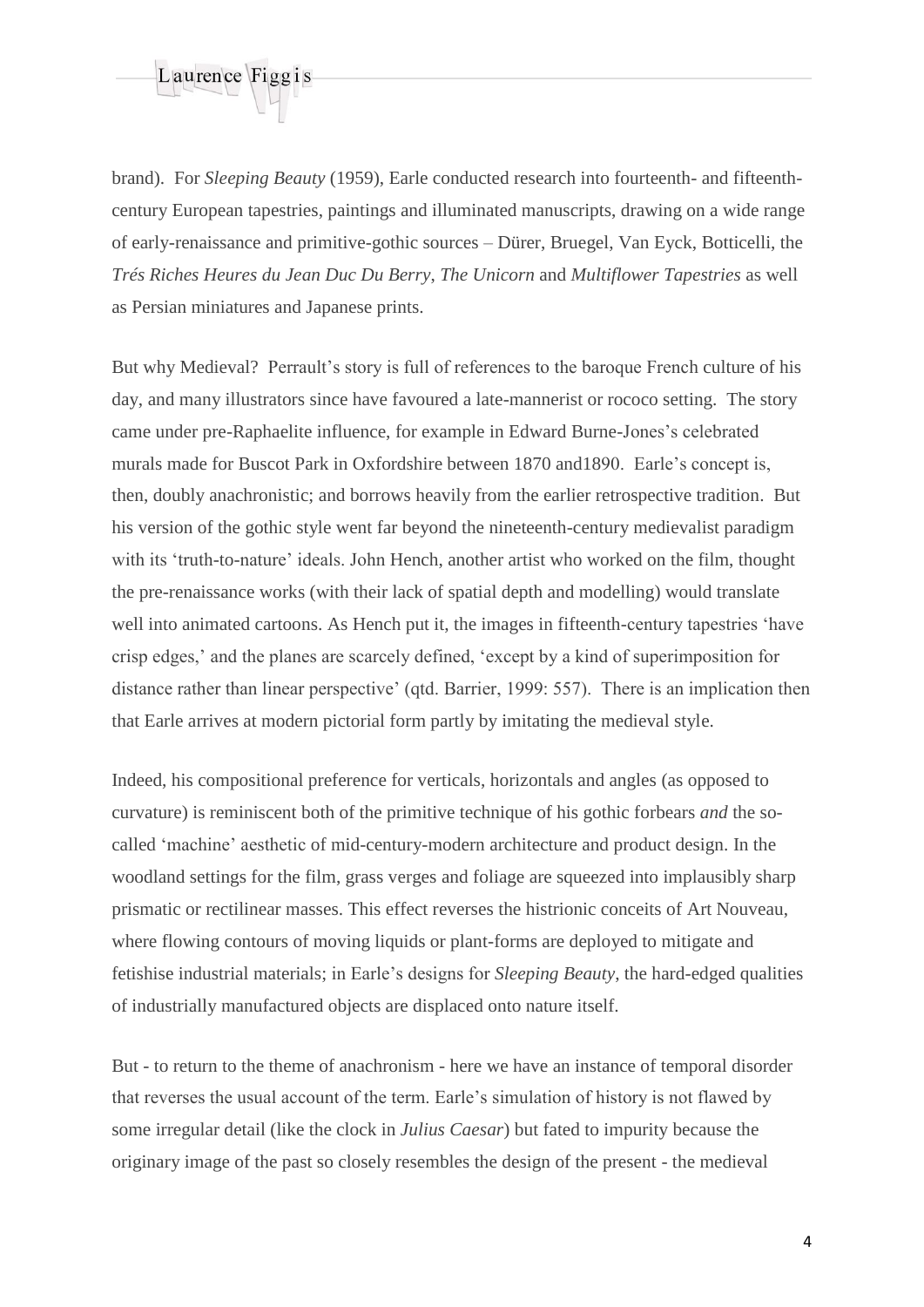brand). For *Sleeping Beauty* (1959), Earle conducted research into fourteenth- and fifteenth-century European tapestries, paintings and illuminated manuscripts, drawing on a wide range of early-renaissance and primitive-gothic sources – Dürer, Bruegel, Van Eyck, Botticelli, the *Trés Riches Heures du Jean Duc Du Berry*, *The Unicorn* and *Multiflower Tapestries* as well as Persian miniatures and Japanese prints.

But why Medieval? Perrault's story is full of references to the baroque French culture of his day, and many illustrators since have favoured a late-mannerist or rococo setting. The story came under pre-Raphaelite influence, for example in Edward Burne-Jones's celebrated murals made for Buscot Park in Oxfordshire between 1870 and1890. Earle's concept is, then, doubly anachronistic; and borrows heavily from the earlier retrospective tradition. But his version of the gothic style went far beyond the nineteenth-century medievalist paradigm with its 'truth-to-nature' ideals. John Hench, another artist who worked on the film, thought the pre-renaissance works (with their lack of spatial depth and modelling) would translate well into animated cartoons. As Hench put it, the images in fifteenth-century tapestries 'have crisp edges,' and the planes are scarcely defined, 'except by a kind of superimposition for distance rather than linear perspective' (qtd. Barrier, 1999: 557). There is an implication then that Earle arrives at modern pictorial form partly by imitating the medieval style.

Indeed, his compositional preference for verticals, horizontals and angles (as opposed to curvature) is reminiscent both of the primitive technique of his gothic forbears *and* the so-called 'machine' aesthetic of mid-century-modern architecture and product design. In the woodland settings for the film, grass verges and foliage are squeezed into implausibly sharp prismatic or rectilinear masses. This effect reverses the histrionic conceits of Art Nouveau, where flowing contours of moving liquids or plant-forms are deployed to mitigate and fetishise industrial materials; in Earle's designs for *Sleeping Beauty*, the hard-edged qualities of industrially manufactured objects are displaced onto nature itself.

But - to return to the theme of anachronism - here we have an instance of temporal disorder that reverses the usual account of the term. Earle's simulation of history is not flawed by some irregular detail (like the clock in *Julius Caesar*) but fated to impurity because the originary image of the past so closely resembles the design of the present - the medieval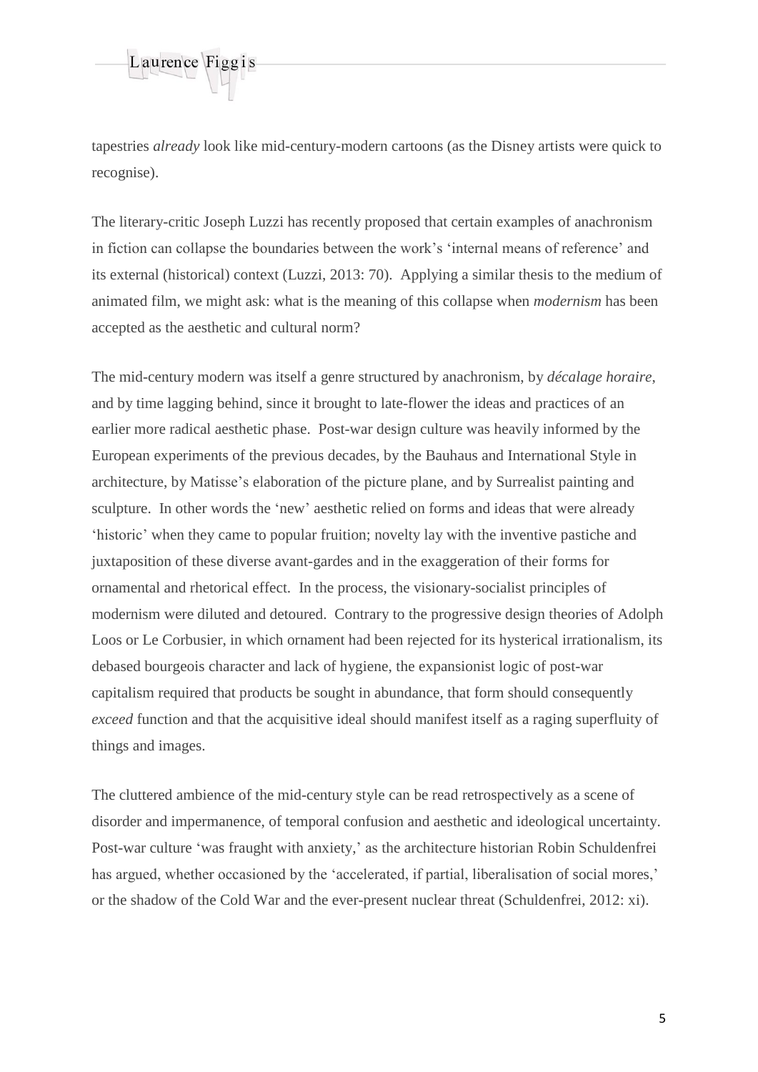tapestries *already* look like mid-century-modern cartoons (as the Disney artists were quick to recognise).

The literary-critic Joseph Luzzi has recently proposed that certain examples of anachronism in fiction can collapse the boundaries between the work's 'internal means of reference' and its external (historical) context (Luzzi, 2013: 70). Applying a similar thesis to the medium of animated film, we might ask: what is the meaning of this collapse when *modernism* has been accepted as the aesthetic and cultural norm?

The mid-century modern was itself a genre structured by anachronism, by *décalage horaire*, and by time lagging behind, since it brought to late-flower the ideas and practices of an earlier more radical aesthetic phase. Post-war design culture was heavily informed by the European experiments of the previous decades, by the Bauhaus and International Style in architecture, by Matisse's elaboration of the picture plane, and by Surrealist painting and sculpture. In other words the 'new' aesthetic relied on forms and ideas that were already 'historic' when they came to popular fruition; novelty lay with the inventive pastiche and juxtaposition of these diverse avant-gardes and in the exaggeration of their forms for ornamental and rhetorical effect. In the process, the visionary-socialist principles of modernism were diluted and detoured. Contrary to the progressive design theories of Adolph Loos or Le Corbusier, in which ornament had been rejected for its hysterical irrationalism, its debased bourgeois character and lack of hygiene, the expansionist logic of post-war capitalism required that products be sought in abundance, that form should consequently *exceed* function and that the acquisitive ideal should manifest itself as a raging superfluity of things and images.

The cluttered ambience of the mid-century style can be read retrospectively as a scene of disorder and impermanence, of temporal confusion and aesthetic and ideological uncertainty. Post-war culture 'was fraught with anxiety,' as the architecture historian Robin Schuldenfrei has argued, whether occasioned by the 'accelerated, if partial, liberalisation of social mores,' or the shadow of the Cold War and the ever-present nuclear threat (Schuldenfrei, 2012: xi).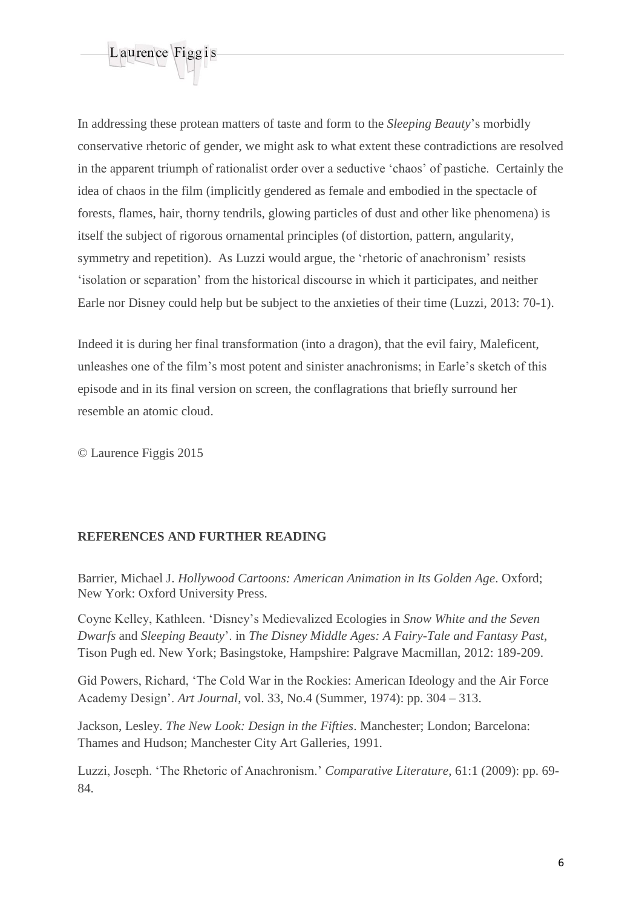In addressing these protean matters of taste and form to the *Sleeping Beauty*'s morbidly conservative rhetoric of gender, we might ask to what extent these contradictions are resolved in the apparent triumph of rationalist order over a seductive 'chaos' of pastiche. Certainly the idea of chaos in the film (implicitly gendered as female and embodied in the spectacle of forests, flames, hair, thorny tendrils, glowing particles of dust and other like phenomena) is itself the subject of rigorous ornamental principles (of distortion, pattern, angularity, symmetry and repetition). As Luzzi would argue, the 'rhetoric of anachronism' resists 'isolation or separation' from the historical discourse in which it participates, and neither Earle nor Disney could help but be subject to the anxieties of their time (Luzzi, 2013: 70-1).

Indeed it is during her final transformation (into a dragon), that the evil fairy, Maleficent, unleashes one of the film's most potent and sinister anachronisms; in Earle's sketch of this episode and in its final version on screen, the conflagrations that briefly surround her resemble an atomic cloud.

© Laurence Figgis 2015

## REFERENCES AND FURTHER READING

Barrier, Michael J. *Hollywood Cartoons: American Animation in Its Golden Age*. Oxford; New York: Oxford University Press.

Coyne Kelley, Kathleen. 'Disney's Medievalized Ecologies in *Snow White and the Seven Dwarfs* and *Sleeping Beauty*'. in *The Disney Middle Ages: A Fairy-Tale and Fantasy Past*, Tison Pugh ed. New York; Basingstoke, Hampshire: Palgrave Macmillan, 2012: 189-209.

Gid Powers, Richard, 'The Cold War in the Rockies: American Ideology and the Air Force Academy Design'. *Art Journal*, vol. 33, No.4 (Summer, 1974): pp. 304 – 313.

Jackson, Lesley. *The New Look: Design in the Fifties*. Manchester; London; Barcelona: Thames and Hudson; Manchester City Art Galleries, 1991.

Luzzi, Joseph. 'The Rhetoric of Anachronism.' *Comparative Literature*, 61:1 (2009): pp. 69-84.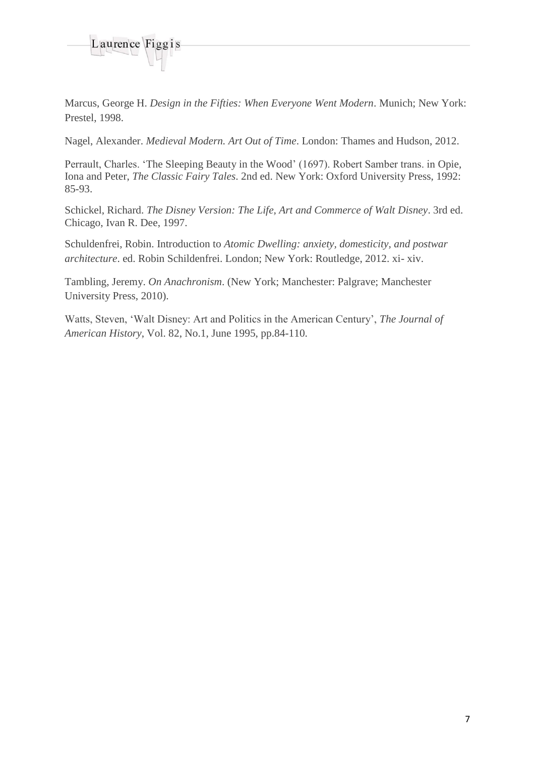Marcus, George H. *Design in the Fifties: When Everyone Went Modern*. Munich; New York: Prestel, 1998.

Nagel, Alexander. *Medieval Modern. Art Out of Time*. London: Thames and Hudson, 2012.

Perrault, Charles. 'The Sleeping Beauty in the Wood' (1697). Robert Samber trans. in Opie, Iona and Peter, *The Classic Fairy Tales*. 2nd ed. New York: Oxford University Press, 1992: 85-93.

Schickel, Richard. *The Disney Version: The Life, Art and Commerce of Walt Disney*. 3rd ed. Chicago, Ivan R. Dee, 1997.

Schuldenfrei, Robin. Introduction to *Atomic Dwelling: anxiety, domesticity, and postwar architecture*. ed. Robin Schildenfrei. London; New York: Routledge, 2012. xi- xiv.

Tambling, Jeremy. *On Anachronism*. (New York; Manchester: Palgrave; Manchester University Press, 2010).

Watts, Steven, 'Walt Disney: Art and Politics in the American Century', *The Journal of American History*, Vol. 82, No.1, June 1995, pp.84-110.